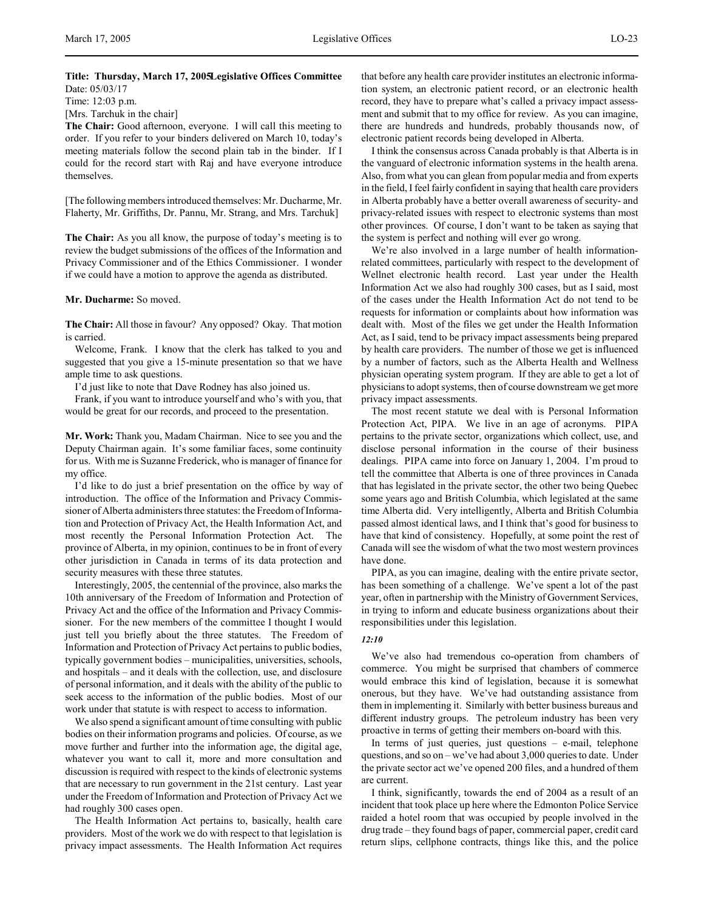**Title: Thursday, March 17, 2005Legislative Offices Committee**
Date: 05/03/17
Time: 12:03 p.m.
[Mrs. Tarchuk in the chair]

**The Chair:** Good afternoon, everyone. I will call this meeting to order. If you refer to your binders delivered on March 10, today's meeting materials follow the second plain tab in the binder. If I could for the record start with Raj and have everyone introduce themselves.

[The following members introduced themselves: Mr. Ducharme, Mr. Flaherty, Mr. Griffiths, Dr. Pannu, Mr. Strang, and Mrs. Tarchuk]

**The Chair:** As you all know, the purpose of today's meeting is to review the budget submissions of the offices of the Information and Privacy Commissioner and of the Ethics Commissioner. I wonder if we could have a motion to approve the agenda as distributed.

**Mr. Ducharme:** So moved.

**The Chair:** All those in favour? Any opposed? Okay. That motion is carried.

Welcome, Frank. I know that the clerk has talked to you and suggested that you give a 15-minute presentation so that we have ample time to ask questions.

I'd just like to note that Dave Rodney has also joined us.

Frank, if you want to introduce yourself and who's with you, that would be great for our records, and proceed to the presentation.

**Mr. Work:** Thank you, Madam Chairman. Nice to see you and the Deputy Chairman again. It's some familiar faces, some continuity for us. With me is Suzanne Frederick, who is manager of finance for my office.

I'd like to do just a brief presentation on the office by way of introduction. The office of the Information and Privacy Commissioner of Alberta administers three statutes: the Freedom of Information and Protection of Privacy Act, the Health Information Act, and most recently the Personal Information Protection Act. The province of Alberta, in my opinion, continues to be in front of every other jurisdiction in Canada in terms of its data protection and security measures with these three statutes.

Interestingly, 2005, the centennial of the province, also marks the 10th anniversary of the Freedom of Information and Protection of Privacy Act and the office of the Information and Privacy Commissioner. For the new members of the committee I thought I would just tell you briefly about the three statutes. The Freedom of Information and Protection of Privacy Act pertains to public bodies, typically government bodies – municipalities, universities, schools, and hospitals – and it deals with the collection, use, and disclosure of personal information, and it deals with the ability of the public to seek access to the information of the public bodies. Most of our work under that statute is with respect to access to information.

We also spend a significant amount of time consulting with public bodies on their information programs and policies. Of course, as we move further and further into the information age, the digital age, whatever you want to call it, more and more consultation and discussion is required with respect to the kinds of electronic systems that are necessary to run government in the 21st century. Last year under the Freedom of Information and Protection of Privacy Act we had roughly 300 cases open.

The Health Information Act pertains to, basically, health care providers. Most of the work we do with respect to that legislation is privacy impact assessments. The Health Information Act requires that before any health care provider institutes an electronic information system, an electronic patient record, or an electronic health record, they have to prepare what's called a privacy impact assessment and submit that to my office for review. As you can imagine, there are hundreds and hundreds, probably thousands now, of electronic patient records being developed in Alberta.

I think the consensus across Canada probably is that Alberta is in the vanguard of electronic information systems in the health arena. Also, from what you can glean from popular media and from experts in the field, I feel fairly confident in saying that health care providers in Alberta probably have a better overall awareness of security- and privacy-related issues with respect to electronic systems than most other provinces. Of course, I don't want to be taken as saying that the system is perfect and nothing will ever go wrong.

We're also involved in a large number of health information-related committees, particularly with respect to the development of Wellnet electronic health record. Last year under the Health Information Act we also had roughly 300 cases, but as I said, most of the cases under the Health Information Act do not tend to be requests for information or complaints about how information was dealt with. Most of the files we get under the Health Information Act, as I said, tend to be privacy impact assessments being prepared by health care providers. The number of those we get is influenced by a number of factors, such as the Alberta Health and Wellness physician operating system program. If they are able to get a lot of physicians to adopt systems, then of course downstream we get more privacy impact assessments.

The most recent statute we deal with is Personal Information Protection Act, PIPA. We live in an age of acronyms. PIPA pertains to the private sector, organizations which collect, use, and disclose personal information in the course of their business dealings. PIPA came into force on January 1, 2004. I'm proud to tell the committee that Alberta is one of three provinces in Canada that has legislated in the private sector, the other two being Quebec some years ago and British Columbia, which legislated at the same time Alberta did. Very intelligently, Alberta and British Columbia passed almost identical laws, and I think that's good for business to have that kind of consistency. Hopefully, at some point the rest of Canada will see the wisdom of what the two most western provinces have done.

PIPA, as you can imagine, dealing with the entire private sector, has been something of a challenge. We've spent a lot of the past year, often in partnership with the Ministry of Government Services, in trying to inform and educate business organizations about their responsibilities under this legislation.

*12:10*

We've also had tremendous co-operation from chambers of commerce. You might be surprised that chambers of commerce would embrace this kind of legislation, because it is somewhat onerous, but they have. We've had outstanding assistance from them in implementing it. Similarly with better business bureaus and different industry groups. The petroleum industry has been very proactive in terms of getting their members on-board with this.

In terms of just queries, just questions – e-mail, telephone questions, and so on – we've had about 3,000 queries to date. Under the private sector act we've opened 200 files, and a hundred of them are current.

I think, significantly, towards the end of 2004 as a result of an incident that took place up here where the Edmonton Police Service raided a hotel room that was occupied by people involved in the drug trade – they found bags of paper, commercial paper, credit card return slips, cellphone contracts, things like this, and the police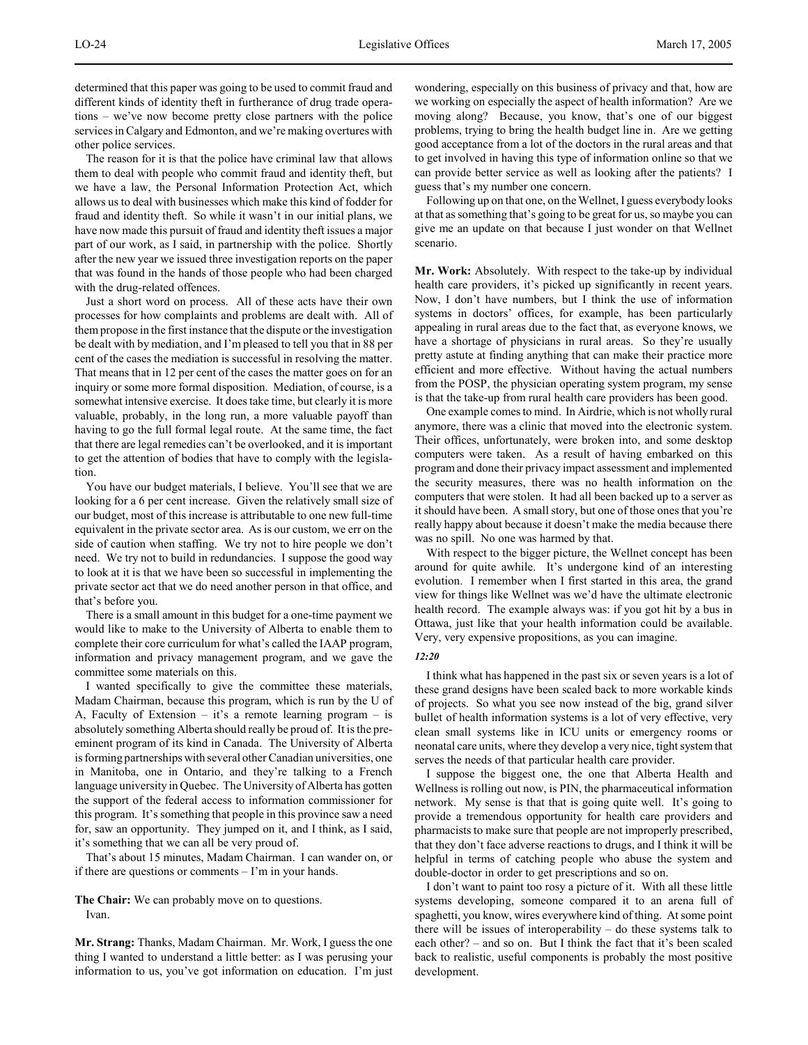determined that this paper was going to be used to commit fraud and different kinds of identity theft in furtherance of drug trade operations – we've now become pretty close partners with the police services in Calgary and Edmonton, and we're making overtures with other police services.

The reason for it is that the police have criminal law that allows them to deal with people who commit fraud and identity theft, but we have a law, the Personal Information Protection Act, which allows us to deal with businesses which make this kind of fodder for fraud and identity theft. So while it wasn't in our initial plans, we have now made this pursuit of fraud and identity theft issues a major part of our work, as I said, in partnership with the police. Shortly after the new year we issued three investigation reports on the paper that was found in the hands of those people who had been charged with the drug-related offences.

Just a short word on process. All of these acts have their own processes for how complaints and problems are dealt with. All of them propose in the first instance that the dispute or the investigation be dealt with by mediation, and I'm pleased to tell you that in 88 per cent of the cases the mediation is successful in resolving the matter. That means that in 12 per cent of the cases the matter goes on for an inquiry or some more formal disposition. Mediation, of course, is a somewhat intensive exercise. It does take time, but clearly it is more valuable, probably, in the long run, a more valuable payoff than having to go the full formal legal route. At the same time, the fact that there are legal remedies can't be overlooked, and it is important to get the attention of bodies that have to comply with the legislation.

You have our budget materials, I believe. You'll see that we are looking for a 6 per cent increase. Given the relatively small size of our budget, most of this increase is attributable to one new full-time equivalent in the private sector area. As is our custom, we err on the side of caution when staffing. We try not to hire people we don't need. We try not to build in redundancies. I suppose the good way to look at it is that we have been so successful in implementing the private sector act that we do need another person in that office, and that's before you.

There is a small amount in this budget for a one-time payment we would like to make to the University of Alberta to enable them to complete their core curriculum for what's called the IAAP program, information and privacy management program, and we gave the committee some materials on this.

I wanted specifically to give the committee these materials, Madam Chairman, because this program, which is run by the U of A, Faculty of Extension – it's a remote learning program – is absolutely something Alberta should really be proud of. It is the pre-eminent program of its kind in Canada. The University of Alberta is forming partnerships with several other Canadian universities, one in Manitoba, one in Ontario, and they're talking to a French language university in Quebec. The University of Alberta has gotten the support of the federal access to information commissioner for this program. It's something that people in this province saw a need for, saw an opportunity. They jumped on it, and I think, as I said, it's something that we can all be very proud of.

That's about 15 minutes, Madam Chairman. I can wander on, or if there are questions or comments – I'm in your hands.

**The Chair:** We can probably move on to questions.
Ivan.

**Mr. Strang:** Thanks, Madam Chairman. Mr. Work, I guess the one thing I wanted to understand a little better: as I was perusing your information to us, you've got information on education. I'm just wondering, especially on this business of privacy and that, how are we working on especially the aspect of health information? Are we moving along? Because, you know, that's one of our biggest problems, trying to bring the health budget line in. Are we getting good acceptance from a lot of the doctors in the rural areas and that to get involved in having this type of information online so that we can provide better service as well as looking after the patients? I guess that's my number one concern.

Following up on that one, on the Wellnet, I guess everybody looks at that as something that's going to be great for us, so maybe you can give me an update on that because I just wonder on that Wellnet scenario.

**Mr. Work:** Absolutely. With respect to the take-up by individual health care providers, it's picked up significantly in recent years. Now, I don't have numbers, but I think the use of information systems in doctors' offices, for example, has been particularly appealing in rural areas due to the fact that, as everyone knows, we have a shortage of physicians in rural areas. So they're usually pretty astute at finding anything that can make their practice more efficient and more effective. Without having the actual numbers from the POSP, the physician operating system program, my sense is that the take-up from rural health care providers has been good.

One example comes to mind. In Airdrie, which is not wholly rural anymore, there was a clinic that moved into the electronic system. Their offices, unfortunately, were broken into, and some desktop computers were taken. As a result of having embarked on this program and done their privacy impact assessment and implemented the security measures, there was no health information on the computers that were stolen. It had all been backed up to a server as it should have been. A small story, but one of those ones that you're really happy about because it doesn't make the media because there was no spill. No one was harmed by that.

With respect to the bigger picture, the Wellnet concept has been around for quite awhile. It's undergone kind of an interesting evolution. I remember when I first started in this area, the grand view for things like Wellnet was we'd have the ultimate electronic health record. The example always was: if you got hit by a bus in Ottawa, just like that your health information could be available. Very, very expensive propositions, as you can imagine.

*12:20*

I think what has happened in the past six or seven years is a lot of these grand designs have been scaled back to more workable kinds of projects. So what you see now instead of the big, grand silver bullet of health information systems is a lot of very effective, very clean small systems like in ICU units or emergency rooms or neonatal care units, where they develop a very nice, tight system that serves the needs of that particular health care provider.

I suppose the biggest one, the one that Alberta Health and Wellness is rolling out now, is PIN, the pharmaceutical information network. My sense is that that is going quite well. It's going to provide a tremendous opportunity for health care providers and pharmacists to make sure that people are not improperly prescribed, that they don't face adverse reactions to drugs, and I think it will be helpful in terms of catching people who abuse the system and double-doctor in order to get prescriptions and so on.

I don't want to paint too rosy a picture of it. With all these little systems developing, someone compared it to an arena full of spaghetti, you know, wires everywhere kind of thing. At some point there will be issues of interoperability – do these systems talk to each other? – and so on. But I think the fact that it's been scaled back to realistic, useful components is probably the most positive development.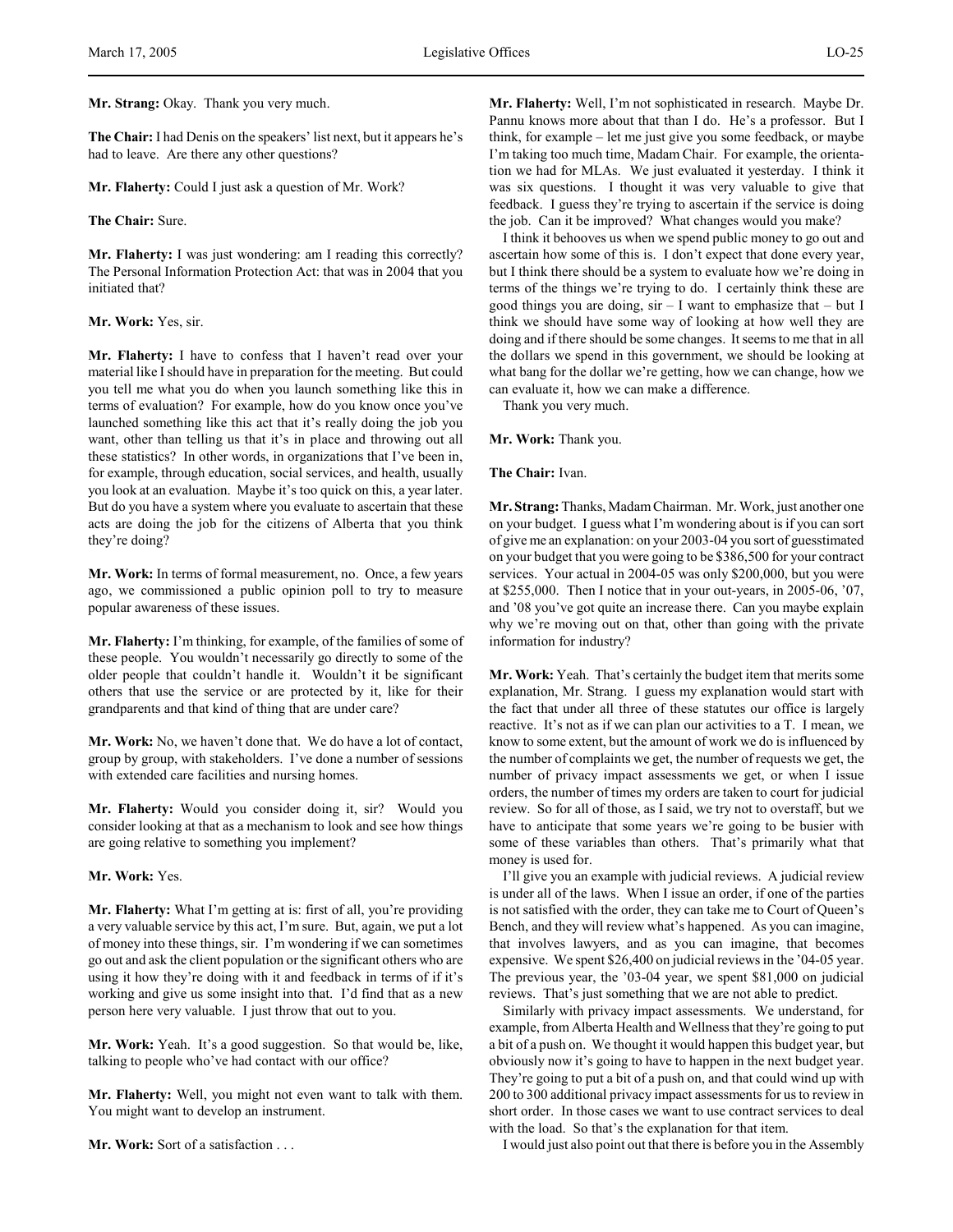**Mr. Strang:** Okay. Thank you very much.

**The Chair:** I had Denis on the speakers' list next, but it appears he's had to leave. Are there any other questions?

**Mr. Flaherty:** Could I just ask a question of Mr. Work?

**The Chair:** Sure.

**Mr. Flaherty:** I was just wondering: am I reading this correctly? The Personal Information Protection Act: that was in 2004 that you initiated that?

**Mr. Work:** Yes, sir.

**Mr. Flaherty:** I have to confess that I haven't read over your material like I should have in preparation for the meeting. But could you tell me what you do when you launch something like this in terms of evaluation? For example, how do you know once you've launched something like this act that it's really doing the job you want, other than telling us that it's in place and throwing out all these statistics? In other words, in organizations that I've been in, for example, through education, social services, and health, usually you look at an evaluation. Maybe it's too quick on this, a year later. But do you have a system where you evaluate to ascertain that these acts are doing the job for the citizens of Alberta that you think they're doing?

**Mr. Work:** In terms of formal measurement, no. Once, a few years ago, we commissioned a public opinion poll to try to measure popular awareness of these issues.

**Mr. Flaherty:** I'm thinking, for example, of the families of some of these people. You wouldn't necessarily go directly to some of the older people that couldn't handle it. Wouldn't it be significant others that use the service or are protected by it, like for their grandparents and that kind of thing that are under care?

**Mr. Work:** No, we haven't done that. We do have a lot of contact, group by group, with stakeholders. I've done a number of sessions with extended care facilities and nursing homes.

**Mr. Flaherty:** Would you consider doing it, sir? Would you consider looking at that as a mechanism to look and see how things are going relative to something you implement?

**Mr. Work:** Yes.

**Mr. Flaherty:** What I'm getting at is: first of all, you're providing a very valuable service by this act, I'm sure. But, again, we put a lot of money into these things, sir. I'm wondering if we can sometimes go out and ask the client population or the significant others who are using it how they're doing with it and feedback in terms of if it's working and give us some insight into that. I'd find that as a new person here very valuable. I just throw that out to you.

**Mr. Work:** Yeah. It's a good suggestion. So that would be, like, talking to people who've had contact with our office?

**Mr. Flaherty:** Well, you might not even want to talk with them. You might want to develop an instrument.

**Mr. Work:** Sort of a satisfaction . . .

**Mr. Flaherty:** Well, I'm not sophisticated in research. Maybe Dr. Pannu knows more about that than I do. He's a professor. But I think, for example – let me just give you some feedback, or maybe I'm taking too much time, Madam Chair. For example, the orientation we had for MLAs. We just evaluated it yesterday. I think it was six questions. I thought it was very valuable to give that feedback. I guess they're trying to ascertain if the service is doing the job. Can it be improved? What changes would you make?

I think it behooves us when we spend public money to go out and ascertain how some of this is. I don't expect that done every year, but I think there should be a system to evaluate how we're doing in terms of the things we're trying to do. I certainly think these are good things you are doing, sir – I want to emphasize that – but I think we should have some way of looking at how well they are doing and if there should be some changes. It seems to me that in all the dollars we spend in this government, we should be looking at what bang for the dollar we're getting, how we can change, how we can evaluate it, how we can make a difference.

Thank you very much.

**Mr. Work:** Thank you.

**The Chair:** Ivan.

**Mr. Strang:** Thanks, Madam Chairman. Mr. Work, just another one on your budget. I guess what I'm wondering about is if you can sort of give me an explanation: on your 2003-04 you sort of guesstimated on your budget that you were going to be $386,500 for your contract services. Your actual in 2004-05 was only $200,000, but you were at $255,000. Then I notice that in your out-years, in 2005-06, '07, and '08 you've got quite an increase there. Can you maybe explain why we're moving out on that, other than going with the private information for industry?

**Mr. Work:** Yeah. That's certainly the budget item that merits some explanation, Mr. Strang. I guess my explanation would start with the fact that under all three of these statutes our office is largely reactive. It's not as if we can plan our activities to a T. I mean, we know to some extent, but the amount of work we do is influenced by the number of complaints we get, the number of requests we get, the number of privacy impact assessments we get, or when I issue orders, the number of times my orders are taken to court for judicial review. So for all of those, as I said, we try not to overstaff, but we have to anticipate that some years we're going to be busier with some of these variables than others. That's primarily what that money is used for.

I'll give you an example with judicial reviews. A judicial review is under all of the laws. When I issue an order, if one of the parties is not satisfied with the order, they can take me to Court of Queen's Bench, and they will review what's happened. As you can imagine, that involves lawyers, and as you can imagine, that becomes expensive. We spent $26,400 on judicial reviews in the '04-05 year. The previous year, the '03-04 year, we spent $81,000 on judicial reviews. That's just something that we are not able to predict.

Similarly with privacy impact assessments. We understand, for example, from Alberta Health and Wellness that they're going to put a bit of a push on. We thought it would happen this budget year, but obviously now it's going to have to happen in the next budget year. They're going to put a bit of a push on, and that could wind up with 200 to 300 additional privacy impact assessments for us to review in short order. In those cases we want to use contract services to deal with the load. So that's the explanation for that item.

I would just also point out that there is before you in the Assembly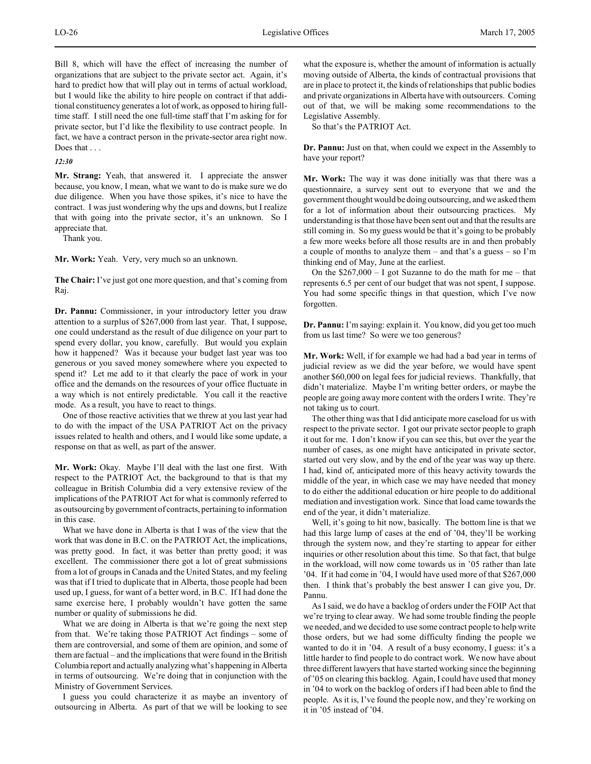Bill 8, which will have the effect of increasing the number of organizations that are subject to the private sector act. Again, it's hard to predict how that will play out in terms of actual workload, but I would like the ability to hire people on contract if that additional constituency generates a lot of work, as opposed to hiring full-time staff. I still need the one full-time staff that I'm asking for for private sector, but I'd like the flexibility to use contract people. In fact, we have a contract person in the private-sector area right now. Does that . . .

*12:30*

**Mr. Strang:** Yeah, that answered it. I appreciate the answer because, you know, I mean, what we want to do is make sure we do due diligence. When you have those spikes, it's nice to have the contract. I was just wondering why the ups and downs, but I realize that with going into the private sector, it's an unknown. So I appreciate that.

Thank you.

**Mr. Work:** Yeah. Very, very much so an unknown.

**The Chair:** I've just got one more question, and that's coming from Raj.

**Dr. Pannu:** Commissioner, in your introductory letter you draw attention to a surplus of $267,000 from last year. That, I suppose, one could understand as the result of due diligence on your part to spend every dollar, you know, carefully. But would you explain how it happened? Was it because your budget last year was too generous or you saved money somewhere where you expected to spend it? Let me add to it that clearly the pace of work in your office and the demands on the resources of your office fluctuate in a way which is not entirely predictable. You call it the reactive mode. As a result, you have to react to things.

One of those reactive activities that we threw at you last year had to do with the impact of the USA PATRIOT Act on the privacy issues related to health and others, and I would like some update, a response on that as well, as part of the answer.

**Mr. Work:** Okay. Maybe I'll deal with the last one first. With respect to the PATRIOT Act, the background to that is that my colleague in British Columbia did a very extensive review of the implications of the PATRIOT Act for what is commonly referred to as outsourcing by government of contracts, pertaining to information in this case.

What we have done in Alberta is that I was of the view that the work that was done in B.C. on the PATRIOT Act, the implications, was pretty good. In fact, it was better than pretty good; it was excellent. The commissioner there got a lot of great submissions from a lot of groups in Canada and the United States, and my feeling was that if I tried to duplicate that in Alberta, those people had been used up, I guess, for want of a better word, in B.C. If I had done the same exercise here, I probably wouldn't have gotten the same number or quality of submissions he did.

What we are doing in Alberta is that we're going the next step from that. We're taking those PATRIOT Act findings – some of them are controversial, and some of them are opinion, and some of them are factual – and the implications that were found in the British Columbia report and actually analyzing what's happening in Alberta in terms of outsourcing. We're doing that in conjunction with the Ministry of Government Services.

I guess you could characterize it as maybe an inventory of outsourcing in Alberta. As part of that we will be looking to see what the exposure is, whether the amount of information is actually moving outside of Alberta, the kinds of contractual provisions that are in place to protect it, the kinds of relationships that public bodies and private organizations in Alberta have with outsourcers. Coming out of that, we will be making some recommendations to the Legislative Assembly.

So that's the PATRIOT Act.

**Dr. Pannu:** Just on that, when could we expect in the Assembly to have your report?

**Mr. Work:** The way it was done initially was that there was a questionnaire, a survey sent out to everyone that we and the government thought would be doing outsourcing, and we asked them for a lot of information about their outsourcing practices. My understanding is that those have been sent out and that the results are still coming in. So my guess would be that it's going to be probably a few more weeks before all those results are in and then probably a couple of months to analyze them – and that's a guess – so I'm thinking end of May, June at the earliest.

On the $267,000 – I got Suzanne to do the math for me – that represents 6.5 per cent of our budget that was not spent, I suppose. You had some specific things in that question, which I've now forgotten.

**Dr. Pannu:** I'm saying: explain it. You know, did you get too much from us last time? So were we too generous?

**Mr. Work:** Well, if for example we had had a bad year in terms of judicial review as we did the year before, we would have spent another $60,000 on legal fees for judicial reviews. Thankfully, that didn't materialize. Maybe I'm writing better orders, or maybe the people are going away more content with the orders I write. They're not taking us to court.

The other thing was that I did anticipate more caseload for us with respect to the private sector. I got our private sector people to graph it out for me. I don't know if you can see this, but over the year the number of cases, as one might have anticipated in private sector, started out very slow, and by the end of the year was way up there. I had, kind of, anticipated more of this heavy activity towards the middle of the year, in which case we may have needed that money to do either the additional education or hire people to do additional mediation and investigation work. Since that load came towards the end of the year, it didn't materialize.

Well, it's going to hit now, basically. The bottom line is that we had this large lump of cases at the end of '04, they'll be working through the system now, and they're starting to appear for either inquiries or other resolution about this time. So that fact, that bulge in the workload, will now come towards us in '05 rather than late '04. If it had come in '04, I would have used more of that $267,000 then. I think that's probably the best answer I can give you, Dr. Pannu.

As I said, we do have a backlog of orders under the FOIP Act that we're trying to clear away. We had some trouble finding the people we needed, and we decided to use some contract people to help write those orders, but we had some difficulty finding the people we wanted to do it in '04. A result of a busy economy, I guess: it's a little harder to find people to do contract work. We now have about three different lawyers that have started working since the beginning of '05 on clearing this backlog. Again, I could have used that money in '04 to work on the backlog of orders if I had been able to find the people. As it is, I've found the people now, and they're working on it in '05 instead of '04.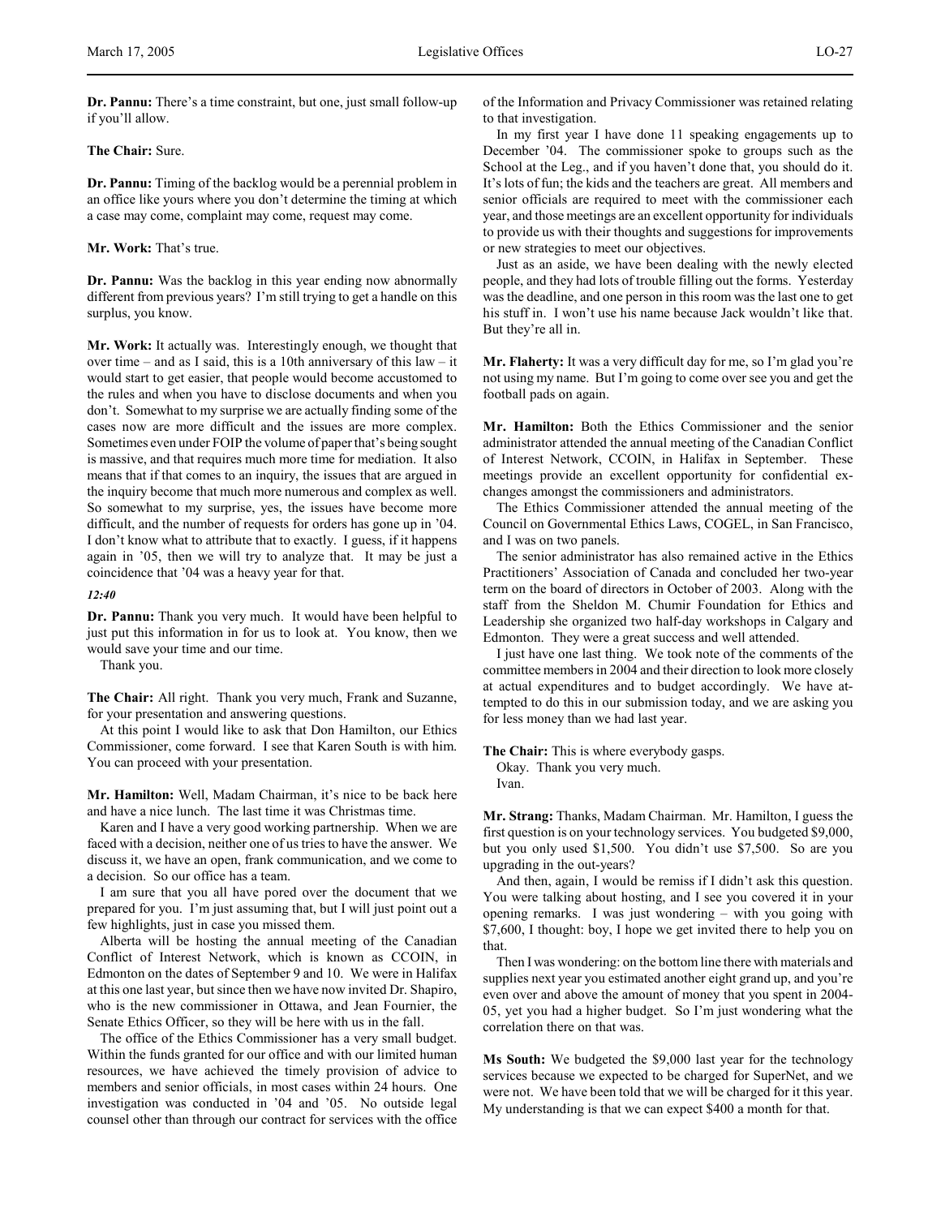**Dr. Pannu:** There's a time constraint, but one, just small follow-up if you'll allow.

**The Chair:** Sure.

**Dr. Pannu:** Timing of the backlog would be a perennial problem in an office like yours where you don't determine the timing at which a case may come, complaint may come, request may come.

**Mr. Work:** That's true.

**Dr. Pannu:** Was the backlog in this year ending now abnormally different from previous years? I'm still trying to get a handle on this surplus, you know.

**Mr. Work:** It actually was. Interestingly enough, we thought that over time – and as I said, this is a 10th anniversary of this law – it would start to get easier, that people would become accustomed to the rules and when you have to disclose documents and when you don't. Somewhat to my surprise we are actually finding some of the cases now are more difficult and the issues are more complex. Sometimes even under FOIP the volume of paper that's being sought is massive, and that requires much more time for mediation. It also means that if that comes to an inquiry, the issues that are argued in the inquiry become that much more numerous and complex as well. So somewhat to my surprise, yes, the issues have become more difficult, and the number of requests for orders has gone up in '04. I don't know what to attribute that to exactly. I guess, if it happens again in '05, then we will try to analyze that. It may be just a coincidence that '04 was a heavy year for that.

*12:40*

**Dr. Pannu:** Thank you very much. It would have been helpful to just put this information in for us to look at. You know, then we would save your time and our time.

Thank you.

**The Chair:** All right. Thank you very much, Frank and Suzanne, for your presentation and answering questions.

At this point I would like to ask that Don Hamilton, our Ethics Commissioner, come forward. I see that Karen South is with him. You can proceed with your presentation.

**Mr. Hamilton:** Well, Madam Chairman, it's nice to be back here and have a nice lunch. The last time it was Christmas time.

Karen and I have a very good working partnership. When we are faced with a decision, neither one of us tries to have the answer. We discuss it, we have an open, frank communication, and we come to a decision. So our office has a team.

I am sure that you all have pored over the document that we prepared for you. I'm just assuming that, but I will just point out a few highlights, just in case you missed them.

Alberta will be hosting the annual meeting of the Canadian Conflict of Interest Network, which is known as CCOIN, in Edmonton on the dates of September 9 and 10. We were in Halifax at this one last year, but since then we have now invited Dr. Shapiro, who is the new commissioner in Ottawa, and Jean Fournier, the Senate Ethics Officer, so they will be here with us in the fall.

The office of the Ethics Commissioner has a very small budget. Within the funds granted for our office and with our limited human resources, we have achieved the timely provision of advice to members and senior officials, in most cases within 24 hours. One investigation was conducted in '04 and '05. No outside legal counsel other than through our contract for services with the office of the Information and Privacy Commissioner was retained relating to that investigation.

In my first year I have done 11 speaking engagements up to December '04. The commissioner spoke to groups such as the School at the Leg., and if you haven't done that, you should do it. It's lots of fun; the kids and the teachers are great. All members and senior officials are required to meet with the commissioner each year, and those meetings are an excellent opportunity for individuals to provide us with their thoughts and suggestions for improvements or new strategies to meet our objectives.

Just as an aside, we have been dealing with the newly elected people, and they had lots of trouble filling out the forms. Yesterday was the deadline, and one person in this room was the last one to get his stuff in. I won't use his name because Jack wouldn't like that. But they're all in.

**Mr. Flaherty:** It was a very difficult day for me, so I'm glad you're not using my name. But I'm going to come over see you and get the football pads on again.

**Mr. Hamilton:** Both the Ethics Commissioner and the senior administrator attended the annual meeting of the Canadian Conflict of Interest Network, CCOIN, in Halifax in September. These meetings provide an excellent opportunity for confidential exchanges amongst the commissioners and administrators.

The Ethics Commissioner attended the annual meeting of the Council on Governmental Ethics Laws, COGEL, in San Francisco, and I was on two panels.

The senior administrator has also remained active in the Ethics Practitioners' Association of Canada and concluded her two-year term on the board of directors in October of 2003. Along with the staff from the Sheldon M. Chumir Foundation for Ethics and Leadership she organized two half-day workshops in Calgary and Edmonton. They were a great success and well attended.

I just have one last thing. We took note of the comments of the committee members in 2004 and their direction to look more closely at actual expenditures and to budget accordingly. We have attempted to do this in our submission today, and we are asking you for less money than we had last year.

**The Chair:** This is where everybody gasps.

Okay. Thank you very much.

Ivan.

**Mr. Strang:** Thanks, Madam Chairman. Mr. Hamilton, I guess the first question is on your technology services. You budgeted $9,000, but you only used $1,500. You didn't use $7,500. So are you upgrading in the out-years?

And then, again, I would be remiss if I didn't ask this question. You were talking about hosting, and I see you covered it in your opening remarks. I was just wondering – with you going with $7,600, I thought: boy, I hope we get invited there to help you on that.

Then I was wondering: on the bottom line there with materials and supplies next year you estimated another eight grand up, and you're even over and above the amount of money that you spent in 2004-05, yet you had a higher budget. So I'm just wondering what the correlation there on that was.

**Ms South:** We budgeted the $9,000 last year for the technology services because we expected to be charged for SuperNet, and we were not. We have been told that we will be charged for it this year. My understanding is that we can expect $400 a month for that.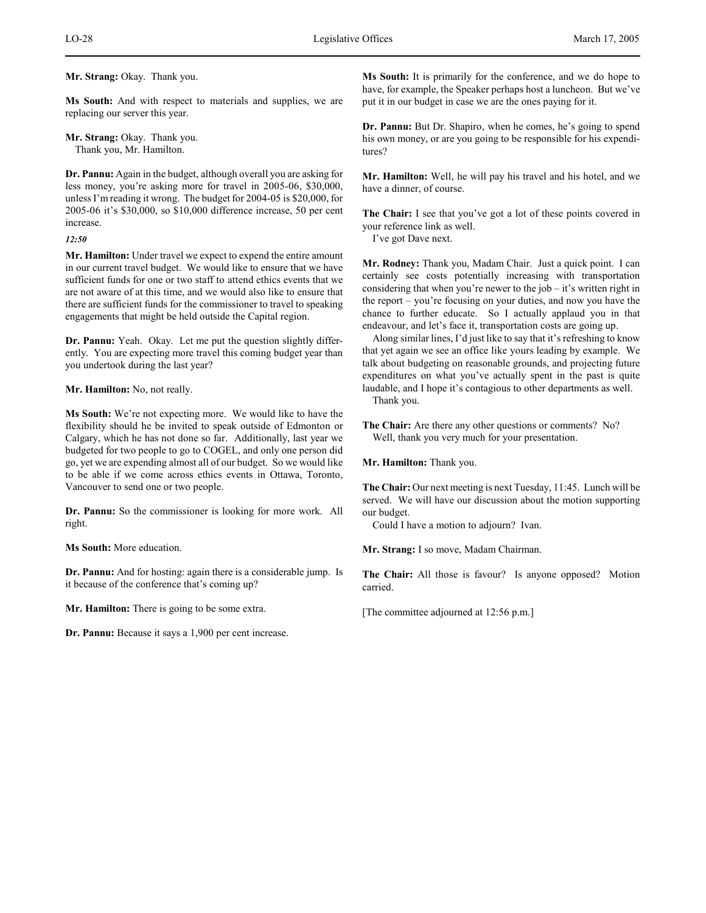**Mr. Strang:** Okay. Thank you.

**Ms South:** And with respect to materials and supplies, we are replacing our server this year.

**Mr. Strang:** Okay. Thank you.
Thank you, Mr. Hamilton.

**Dr. Pannu:** Again in the budget, although overall you are asking for less money, you're asking more for travel in 2005-06, $30,000, unless I'm reading it wrong. The budget for 2004-05 is $20,000, for 2005-06 it's $30,000, so $10,000 difference increase, 50 per cent increase.

*12:50*

**Mr. Hamilton:** Under travel we expect to expend the entire amount in our current travel budget. We would like to ensure that we have sufficient funds for one or two staff to attend ethics events that we are not aware of at this time, and we would also like to ensure that there are sufficient funds for the commissioner to travel to speaking engagements that might be held outside the Capital region.

**Dr. Pannu:** Yeah. Okay. Let me put the question slightly differently. You are expecting more travel this coming budget year than you undertook during the last year?

**Mr. Hamilton:** No, not really.

**Ms South:** We're not expecting more. We would like to have the flexibility should he be invited to speak outside of Edmonton or Calgary, which he has not done so far. Additionally, last year we budgeted for two people to go to COGEL, and only one person did go, yet we are expending almost all of our budget. So we would like to be able if we come across ethics events in Ottawa, Toronto, Vancouver to send one or two people.

**Dr. Pannu:** So the commissioner is looking for more work. All right.

**Ms South:** More education.

**Dr. Pannu:** And for hosting: again there is a considerable jump. Is it because of the conference that's coming up?

**Mr. Hamilton:** There is going to be some extra.

**Dr. Pannu:** Because it says a 1,900 per cent increase.

**Ms South:** It is primarily for the conference, and we do hope to have, for example, the Speaker perhaps host a luncheon. But we've put it in our budget in case we are the ones paying for it.

**Dr. Pannu:** But Dr. Shapiro, when he comes, he's going to spend his own money, or are you going to be responsible for his expenditures?

**Mr. Hamilton:** Well, he will pay his travel and his hotel, and we have a dinner, of course.

**The Chair:** I see that you've got a lot of these points covered in your reference link as well.
I've got Dave next.

**Mr. Rodney:** Thank you, Madam Chair. Just a quick point. I can certainly see costs potentially increasing with transportation considering that when you're newer to the job – it's written right in the report – you're focusing on your duties, and now you have the chance to further educate. So I actually applaud you in that endeavour, and let's face it, transportation costs are going up.

Along similar lines, I'd just like to say that it's refreshing to know that yet again we see an office like yours leading by example. We talk about budgeting on reasonable grounds, and projecting future expenditures on what you've actually spent in the past is quite laudable, and I hope it's contagious to other departments as well.
Thank you.

**The Chair:** Are there any other questions or comments? No?
Well, thank you very much for your presentation.

**Mr. Hamilton:** Thank you.

**The Chair:** Our next meeting is next Tuesday, 11:45. Lunch will be served. We will have our discussion about the motion supporting our budget.
Could I have a motion to adjourn? Ivan.

**Mr. Strang:** I so move, Madam Chairman.

**The Chair:** All those is favour? Is anyone opposed? Motion carried.

[The committee adjourned at 12:56 p.m.]